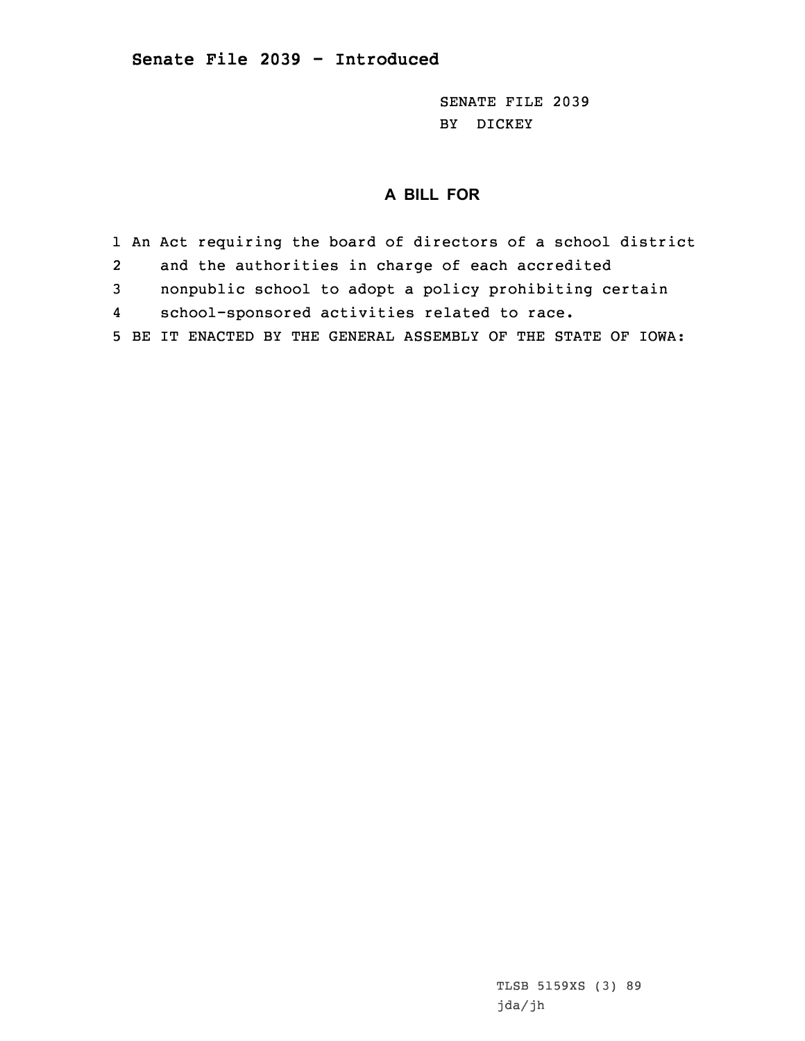## Senate File 2039 - Introduced

SENATE FILE 2039
BY DICKEY

### A BILL FOR

1 An Act requiring the board of directors of a school district
2 and the authorities in charge of each accredited
3 nonpublic school to adopt a policy prohibiting certain
4 school-sponsored activities related to race.
5 BE IT ENACTED BY THE GENERAL ASSEMBLY OF THE STATE OF IOWA:

TLSB 5159XS (3) 89
jda/jh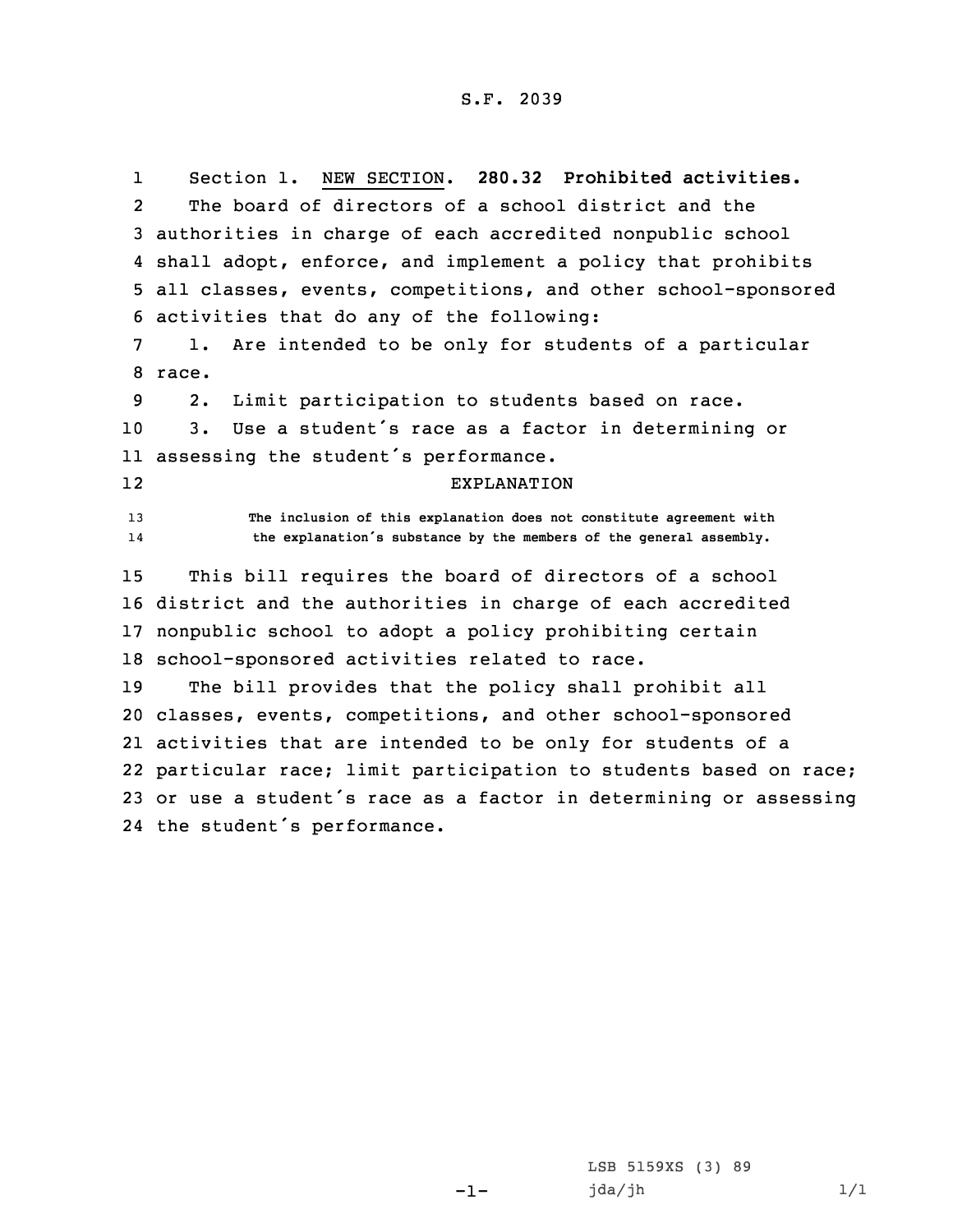S.F. 2039

Section 1. NEW SECTION. **280.32 Prohibited activities.**

The board of directors of a school district and the authorities in charge of each accredited nonpublic school shall adopt, enforce, and implement a policy that prohibits all classes, events, competitions, and other school-sponsored activities that do any of the following:

1. Are intended to be only for students of a particular race.
2. Limit participation to students based on race.
3. Use a student's race as a factor in determining or assessing the student's performance.

EXPLANATION

The inclusion of this explanation does not constitute agreement with the explanation's substance by the members of the general assembly.

This bill requires the board of directors of a school district and the authorities in charge of each accredited nonpublic school to adopt a policy prohibiting certain school-sponsored activities related to race.

The bill provides that the policy shall prohibit all classes, events, competitions, and other school-sponsored activities that are intended to be only for students of a particular race; limit participation to students based on race; or use a student's race as a factor in determining or assessing the student's performance.

LSB 5159XS (3) 89
jda/jh